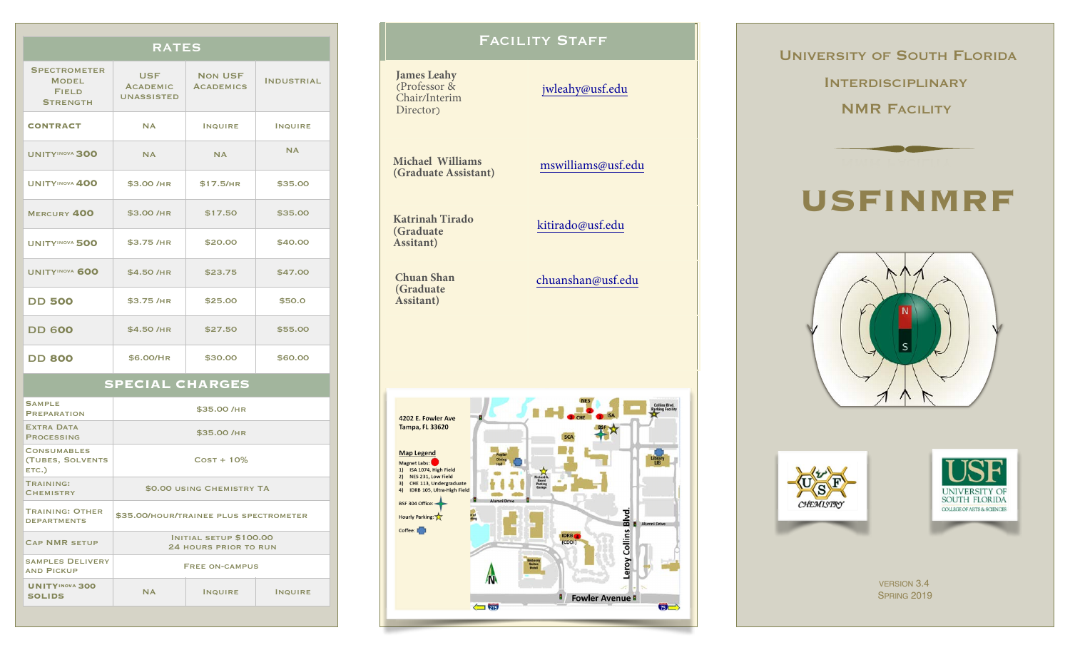## Rates

| Spectrometer Model Field Strength | USF Academic Unassisted | Non USF Academics | Industrial |
|---|---|---|---|
| Contract | NA | Inquire | Inquire |
| UnityINOVA 300 | NA | NA | NA |
| UnityINOVA 400 | $3.00 /hr | $17.5/hr | $35.00 |
| Mercury 400 | $3.00 /hr | $17.50 | $35.00 |
| UnityINOVA 500 | $3.75 /hr | $20.00 | $40.00 |
| UnityINOVA 600 | $4.50 /hr | $23.75 | $47.00 |
| DD 500 | $3.75 /hr | $25.00 | $50.0 |
| DD 600 | $4.50 /hr | $27.50 | $55.00 |
| DD 800 | $6.00/hr | $30.00 | $60.00 |

## Special Charges

| Item | Charge | | |
|---|---|---|---|
| Sample Preparation | $35.00 /hr | | |
| Extra Data Processing | $35.00 /hr | | |
| Consumables (Tubes, Solvents etc.) | Cost + 10% | | |
| Training: Chemistry | $0.00 using Chemistry TA | | |
| Training: Other Departments | $35.00/hour/trainee plus spectrometer | | |
| Cap NMR setup | Initial setup $100.00 24 hours prior to run | | |
| Samples Delivery and Pickup | Free on-campus | | |
| UnityINOVA 300 Solids | NA | Inquire | Inquire |

## Facility Staff

James Leahy (Professor & Chair/Interim Director) — jwleahy@usf.edu

Michael Williams (Graduate Assistant) — mswilliams@usf.edu

Katrinah Tirado (Graduate Assitant) — kitirado@usf.edu

Chuan Shan (Graduate Assitant) — chuanshan@usf.edu

4202 E. Fowler Ave
Tampa, FL 33620

Map Legend

Magnet Labs:
1) ISA 1074, High Field
2) NES 231, Low Field
3) CHE 113, Undergraduate
4) IDRB 105, Ultra-High Field

BSF 304 Office:

Hourly Parking:

Coffee:

# University of South Florida Interdisciplinary NMR Facility

# USFINMRF

Version 3.4
Spring 2019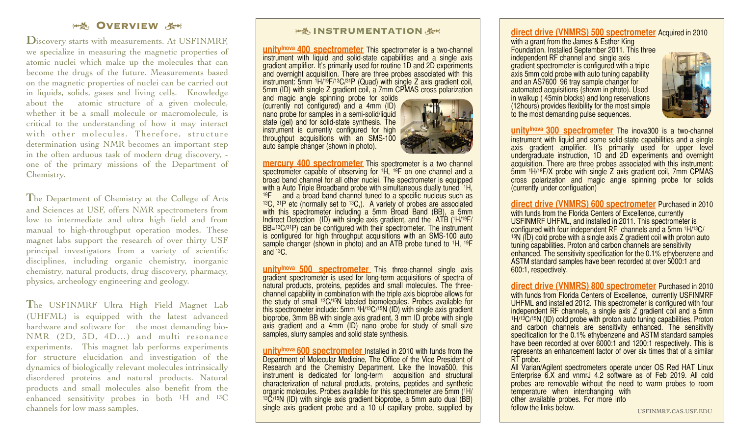## Overview

Discovery starts with measurements. At USFINMRF, we specialize in measuring the magnetic properties of atomic nuclei which make up the molecules that can become the drugs of the future. Measurements based on the magnetic properties of nuclei can be carried out in liquids, solids, gases and living cells. Knowledge about the atomic structure of a given molecule, whether it be a small molecule or macromolecule, is critical to the understanding of how it may interact with other molecules. Therefore, structure determination using NMR becomes an important step in the often arduous task of modern drug discovery, - one of the primary missions of the Department of Chemistry.

The Department of Chemistry at the College of Arts and Sciences at USF, offers NMR spectrometers from low to intermediate and ultra high field and from manual to high-throughput operation modes. These magnet labs support the research of over thirty USF principal investigators from a variety of scientific disciplines, including organic chemistry, inorganic chemistry, natural products, drug discovery, pharmacy, physics, archeology engineering and geology.

The USFINMRF Ultra High Field Magnet Lab (UHFML) is equipped with the latest advanced hardware and software for the most demanding bio-NMR (2D, 3D, 4D...) and multi resonance experiments. This magnet lab performs experiments for structure elucidation and investigation of the dynamics of biologically relevant molecules intrinsically disordered proteins and natural products. Natural products and small molecules also benefit from the enhanced sensitivity probes in both $^{1}H$ and $^{13}C$ channels for low mass samples.

## Instrumentation

**unity$^{Inova}$ 400 spectrometer** This spectrometer is a two-channel instrument with liquid and solid-state capabilities and a single axis gradient amplifier. It's primarily used for routine 1D and 2D experiments and overnight acquisition. There are three probes associated with this instrument: 5mm $^{1}H/^{19}F/^{13}C/^{31}P$ (Quad) with single Z axis gradient coil, 5mm (ID) with single Z gradient coil, a 7mm CPMAS cross polarization and magic angle spinning probe for solids (currently not configured) and a 4mm (ID) nano probe for samples in a semi-solid/liquid state (gel) and for solid-state synthesis. The instrument is currently configured for high throughput acquisitions with an SMS-100 auto sample changer (shown in photo).

**mercury 400 spectrometer** This spectrometer is a two channel spectrometer capable of observing for $^{1}H$, $^{19}F$ on one channel and a broad band channel for all other nuclei. The spectrometer is equipped with a Auto Triple Broadband probe with simultaneous dually tuned $^{1}H$, $^{19}F$ and a broad band channel tuned to a specific nucleus such as $^{13}C$, $^{31}P$ etc (normally set to $^{13}C$,). A variety of probes are associated with this spectrometer including a 5mm Broad Band (BB), a 5mm Indirect Detection (ID) with single axis gradient, and the ATB ($^{1}H/^{19}F/$ BB=$^{13}C/^{31}P$) can be configured with their spectrometer. The instrument is configured for high throughput acquisitions with an SMS-100 auto sample changer (shown in photo) and an ATB probe tuned to $^{1}H$, $^{19}F$ and $^{13}C$.

**unity$^{Inova}$ 500 spectrometer** This three-channel single axis gradient spectrometer is used for long-term acquisitions of spectra of natural products, proteins, peptides and small molecules. The three-channel capability in combination with the triple axis bioprobe allows for the study of small $^{13}C/^{15}N$ labeled biomolecules. Probes available for this spectrometer include: 5mm $^{1}H/^{13}C/^{15}N$ (ID) with single axis gradient bioprobe, 3mm BB with single axis gradient, 3 mm ID probe with single axis gradient and a 4mm (ID) nano probe for study of small size samples, slurry samples and solid state synthesis.

**unity$^{Inova}$ 600 spectrometer** Installed in 2010 with funds from the Department of Molecular Medicine, The Office of the Vice President of Research and the Chemistry Department. Like the Inova500, this instrument is dedicated for long-term acquisition and structural characterization of natural products, proteins, peptides and synthetic organic molecules. Probes available for this spectrometer are 5mm ($^{1}H/^{13}C/^{15}N$ (ID) with single axis gradient bioprobe, a 5mm auto dual (BB) single axis gradient probe and a 10 ul capillary probe, supplied by

**direct drive (VNMRS) 500 spectrometer** Acquired in 2010 with a grant from the James & Esther King Foundation. Installed September 2011. This three independent RF channel and single axis gradient spectrometer is configured with a triple axis 5mm cold probe with auto tuning capability and an AS7600 96 tray sample changer for automated acquisitions (shown in photo). Used in walkup ( 45min blocks) and long reservations (12hours) provides flexibility for the most simple to the most demanding pulse sequences.

**unity$^{Inova}$ 300 spectrometer** The inova300 is a two-channel instrument with liquid and some solid-state capabilities and a single axis gradient amplifier. It's primarily used for upper level undergraduate instruction, 1D and 2D experiments and overnight acquisition. There are three probes associated with this instrument: 5mm $^{1}H/^{19}F/X$ probe with single Z axis gradient coil, 7mm CPMAS cross polarization and magic angle spinning probe for solids (currently under configuation)

**direct drive (VNMRS) 600 spectrometer** Purchased in 2010 with funds from the Florida Centers of Excellence, currently USFINMRF UHFML, and installed in 2011. This spectrometer is configured with four independent RF channels and a 5mm $^{1}H/^{13}C/^{15}N$ (ID) cold probe with a single axis Z gradient coil with proton auto tuning capabilities. Proton and carbon channels are sensitivity enhanced. The sensitivity specification for the 0.1% ethybenzene and ASTM standard samples have been recorded at over 5000:1 and 600:1, respectively.

**direct drive (VNMRS) 800 spectrometer** Purchased in 2010 with funds from Florida Centers of Excellence, currently USFINMRF UHFML and installed 2012. This spectrometer is configured with four independent RF channels, a single axis Z gradient coil and a 5mm $^{1}H/^{13}C/^{15}N$ (ID) cold probe with proton auto tuning capabilities. Proton and carbon channels are sensitivity enhanced. The sensitivity specification for the 0.1% ethybenzene and ASTM standard samples have been recorded at over 6000:1 and 1200:1 respectively. This is represents an enhancement factor of over six times that of a similar RT probe.

All Varian/Agilent spectrometers operate under OS Red HAT Linux Enterprise 6.X and vnmrJ 4.2 software as of Feb 2019. All cold probes are removable without the need to warm probes to room temperature when interchanging with other available probes. For more info follow the links below.

USFINMRF.CAS.USF.EDU